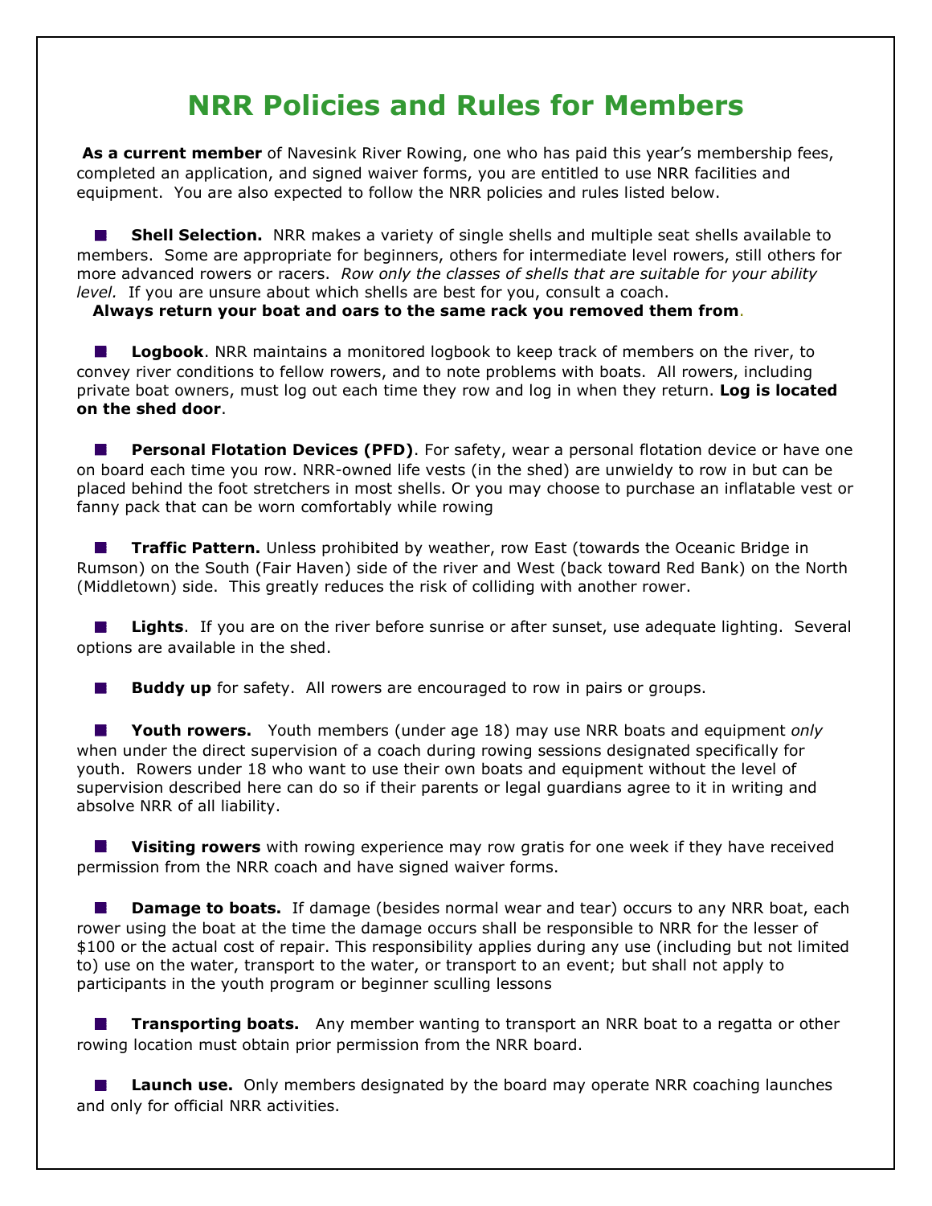# NRR Policies and Rules for Members

**As a current member** of Navesink River Rowing, one who has paid this year's membership fees, completed an application, and signed waiver forms, you are entitled to use NRR facilities and equipment. You are also expected to follow the NRR policies and rules listed below.

- **Shell Selection.** NRR makes a variety of single shells and multiple seat shells available to members. Some are appropriate for beginners, others for intermediate level rowers, still others for more advanced rowers or racers. *Row only the classes of shells that are suitable for your ability level.* If you are unsure about which shells are best for you, consult a coach.
  **Always return your boat and oars to the same rack you removed them from.**

- **Logbook**. NRR maintains a monitored logbook to keep track of members on the river, to convey river conditions to fellow rowers, and to note problems with boats. All rowers, including private boat owners, must log out each time they row and log in when they return. **Log is located on the shed door**.

- **Personal Flotation Devices (PFD)**. For safety, wear a personal flotation device or have one on board each time you row. NRR-owned life vests (in the shed) are unwieldy to row in but can be placed behind the foot stretchers in most shells. Or you may choose to purchase an inflatable vest or fanny pack that can be worn comfortably while rowing

- **Traffic Pattern.** Unless prohibited by weather, row East (towards the Oceanic Bridge in Rumson) on the South (Fair Haven) side of the river and West (back toward Red Bank) on the North (Middletown) side. This greatly reduces the risk of colliding with another rower.

- **Lights**. If you are on the river before sunrise or after sunset, use adequate lighting. Several options are available in the shed.

- **Buddy up** for safety. All rowers are encouraged to row in pairs or groups.

- **Youth rowers.** Youth members (under age 18) may use NRR boats and equipment *only* when under the direct supervision of a coach during rowing sessions designated specifically for youth. Rowers under 18 who want to use their own boats and equipment without the level of supervision described here can do so if their parents or legal guardians agree to it in writing and absolve NRR of all liability.

- **Visiting rowers** with rowing experience may row gratis for one week if they have received permission from the NRR coach and have signed waiver forms.

- **Damage to boats.** If damage (besides normal wear and tear) occurs to any NRR boat, each rower using the boat at the time the damage occurs shall be responsible to NRR for the lesser of $100 or the actual cost of repair. This responsibility applies during any use (including but not limited to) use on the water, transport to the water, or transport to an event; but shall not apply to participants in the youth program or beginner sculling lessons

- **Transporting boats.** Any member wanting to transport an NRR boat to a regatta or other rowing location must obtain prior permission from the NRR board.

- **Launch use.** Only members designated by the board may operate NRR coaching launches and only for official NRR activities.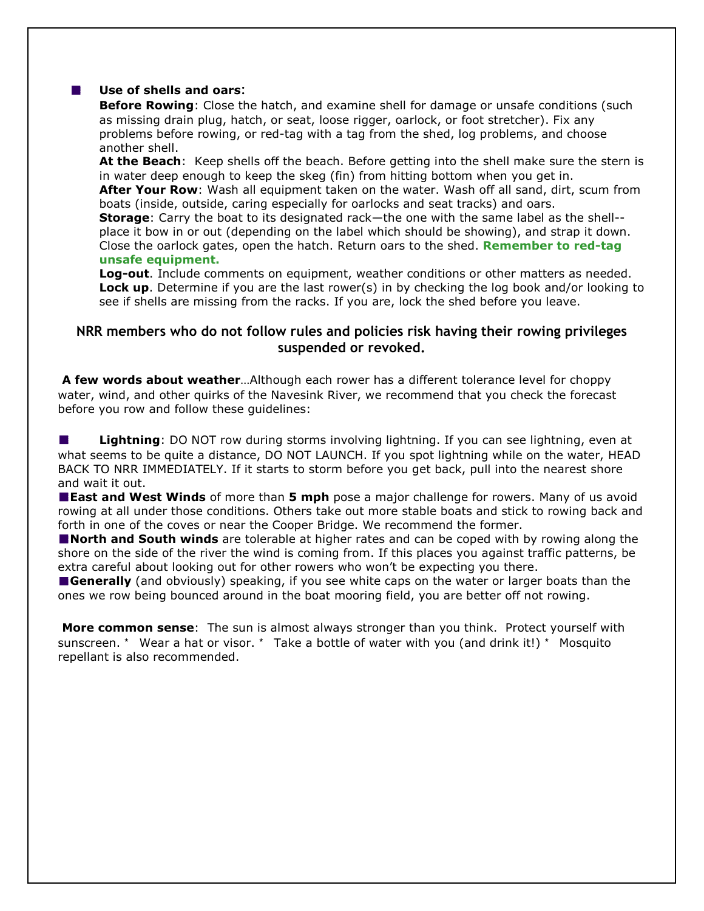- **Use of shells and oars**:

  **Before Rowing**: Close the hatch, and examine shell for damage or unsafe conditions (such as missing drain plug, hatch, or seat, loose rigger, oarlock, or foot stretcher). Fix any problems before rowing, or red-tag with a tag from the shed, log problems, and choose another shell.

  **At the Beach**: Keep shells off the beach. Before getting into the shell make sure the stern is in water deep enough to keep the skeg (fin) from hitting bottom when you get in.

  **After Your Row**: Wash all equipment taken on the water. Wash off all sand, dirt, scum from boats (inside, outside, caring especially for oarlocks and seat tracks) and oars.

  **Storage**: Carry the boat to its designated rack—the one with the same label as the shell--place it bow in or out (depending on the label which should be showing), and strap it down. Close the oarlock gates, open the hatch. Return oars to the shed. **Remember to red-tag unsafe equipment.**

  **Log-out**. Include comments on equipment, weather conditions or other matters as needed.

  **Lock up**. Determine if you are the last rower(s) in by checking the log book and/or looking to see if shells are missing from the racks. If you are, lock the shed before you leave.

**NRR members who do not follow rules and policies risk having their rowing privileges suspended or revoked.**

**A few words about weather**…Although each rower has a different tolerance level for choppy water, wind, and other quirks of the Navesink River, we recommend that you check the forecast before you row and follow these guidelines:

- **Lightning**: DO NOT row during storms involving lightning. If you can see lightning, even at what seems to be quite a distance, DO NOT LAUNCH. If you spot lightning while on the water, HEAD BACK TO NRR IMMEDIATELY. If it starts to storm before you get back, pull into the nearest shore and wait it out.
- **East and West Winds** of more than **5 mph** pose a major challenge for rowers. Many of us avoid rowing at all under those conditions. Others take out more stable boats and stick to rowing back and forth in one of the coves or near the Cooper Bridge. We recommend the former.
- **North and South winds** are tolerable at higher rates and can be coped with by rowing along the shore on the side of the river the wind is coming from. If this places you against traffic patterns, be extra careful about looking out for other rowers who won't be expecting you there.
- **Generally** (and obviously) speaking, if you see white caps on the water or larger boats than the ones we row being bounced around in the boat mooring field, you are better off not rowing.

**More common sense**: The sun is almost always stronger than you think. Protect yourself with sunscreen. * Wear a hat or visor. * Take a bottle of water with you (and drink it!) * Mosquito repellant is also recommended.